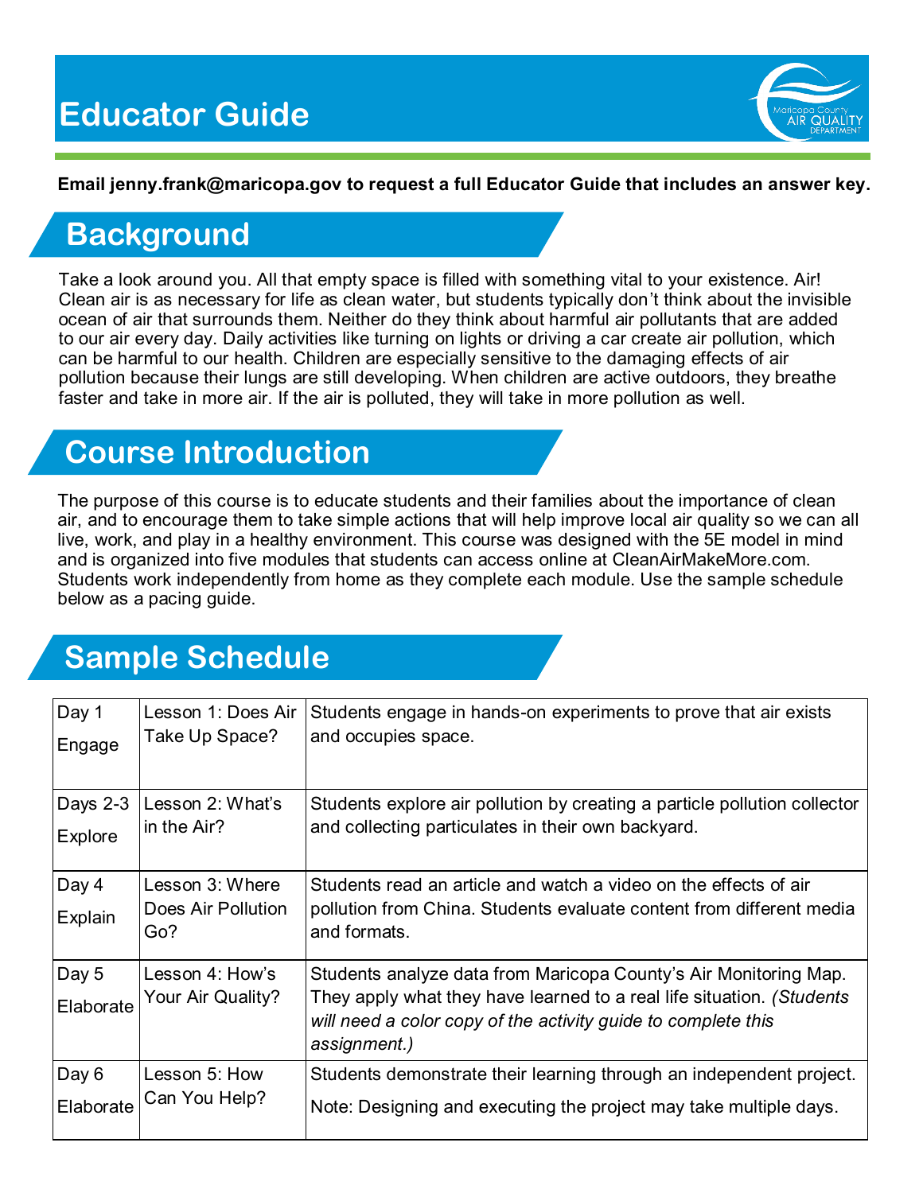# Educator Guide

**Email jenny.frank@maricopa.gov to request a full Educator Guide that includes an answer key.**

## Background

Take a look around you. All that empty space is filled with something vital to your existence. Air! Clean air is as necessary for life as clean water, but students typically don't think about the invisible ocean of air that surrounds them. Neither do they think about harmful air pollutants that are added to our air every day. Daily activities like turning on lights or driving a car create air pollution, which can be harmful to our health. Children are especially sensitive to the damaging effects of air pollution because their lungs are still developing. When children are active outdoors, they breathe faster and take in more air. If the air is polluted, they will take in more pollution as well.

## Course Introduction

The purpose of this course is to educate students and their families about the importance of clean air, and to encourage them to take simple actions that will help improve local air quality so we can all live, work, and play in a healthy environment. This course was designed with the 5E model in mind and is organized into five modules that students can access online at CleanAirMakeMore.com. Students work independently from home as they complete each module. Use the sample schedule below as a pacing guide.

## Sample Schedule

| | | |
|---|---|---|
| Day 1<br>Engage | Lesson 1: Does Air Take Up Space? | Students engage in hands-on experiments to prove that air exists and occupies space. |
| Days 2-3<br>Explore | Lesson 2: What's in the Air? | Students explore air pollution by creating a particle pollution collector and collecting particulates in their own backyard. |
| Day 4<br>Explain | Lesson 3: Where Does Air Pollution Go? | Students read an article and watch a video on the effects of air pollution from China. Students evaluate content from different media and formats. |
| Day 5<br>Elaborate | Lesson 4: How's Your Air Quality? | Students analyze data from Maricopa County's Air Monitoring Map. They apply what they have learned to a real life situation. *(Students will need a color copy of the activity guide to complete this assignment.)* |
| Day 6<br>Elaborate | Lesson 5: How Can You Help? | Students demonstrate their learning through an independent project.<br>Note: Designing and executing the project may take multiple days. |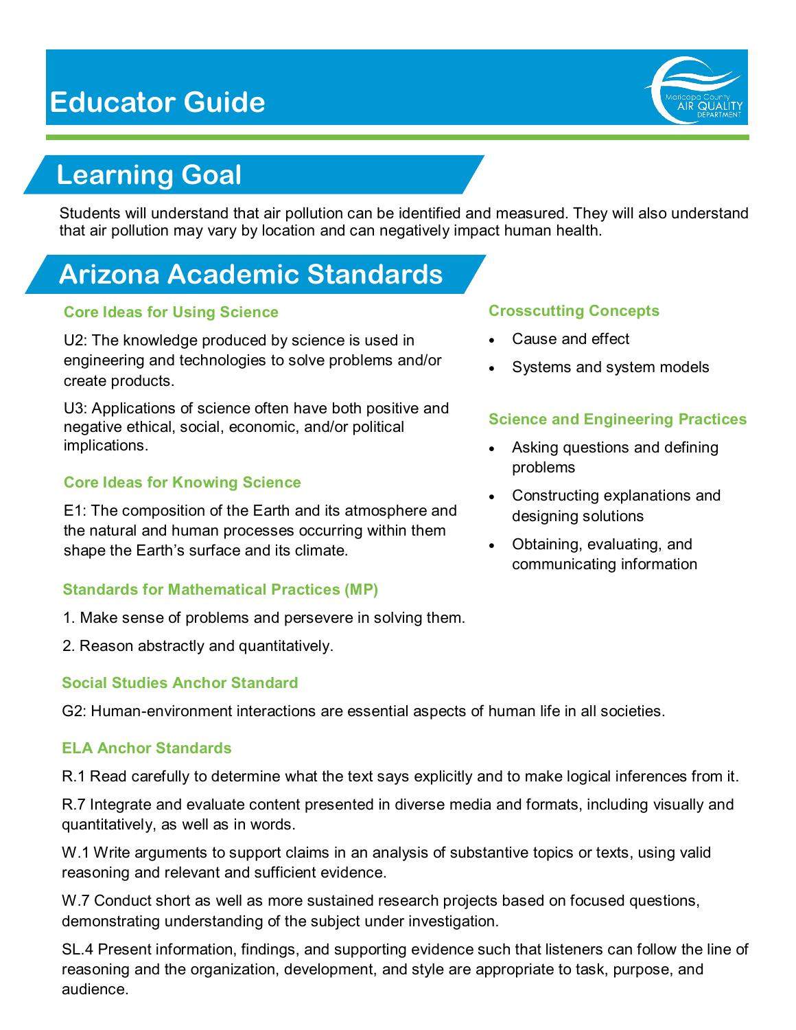# Educator Guide

## Learning Goal

Students will understand that air pollution can be identified and measured. They will also understand that air pollution may vary by location and can negatively impact human health.

## Arizona Academic Standards

### Core Ideas for Using Science

U2: The knowledge produced by science is used in engineering and technologies to solve problems and/or create products.

U3: Applications of science often have both positive and negative ethical, social, economic, and/or political implications.

### Core Ideas for Knowing Science

E1: The composition of the Earth and its atmosphere and the natural and human processes occurring within them shape the Earth's surface and its climate.

### Standards for Mathematical Practices (MP)

1. Make sense of problems and persevere in solving them.
2. Reason abstractly and quantitatively.

### Crosscutting Concepts

- Cause and effect
- Systems and system models

### Science and Engineering Practices

- Asking questions and defining problems
- Constructing explanations and designing solutions
- Obtaining, evaluating, and communicating information

### Social Studies Anchor Standard

G2: Human-environment interactions are essential aspects of human life in all societies.

### ELA Anchor Standards

R.1 Read carefully to determine what the text says explicitly and to make logical inferences from it.

R.7 Integrate and evaluate content presented in diverse media and formats, including visually and quantitatively, as well as in words.

W.1 Write arguments to support claims in an analysis of substantive topics or texts, using valid reasoning and relevant and sufficient evidence.

W.7 Conduct short as well as more sustained research projects based on focused questions, demonstrating understanding of the subject under investigation.

SL.4 Present information, findings, and supporting evidence such that listeners can follow the line of reasoning and the organization, development, and style are appropriate to task, purpose, and audience.